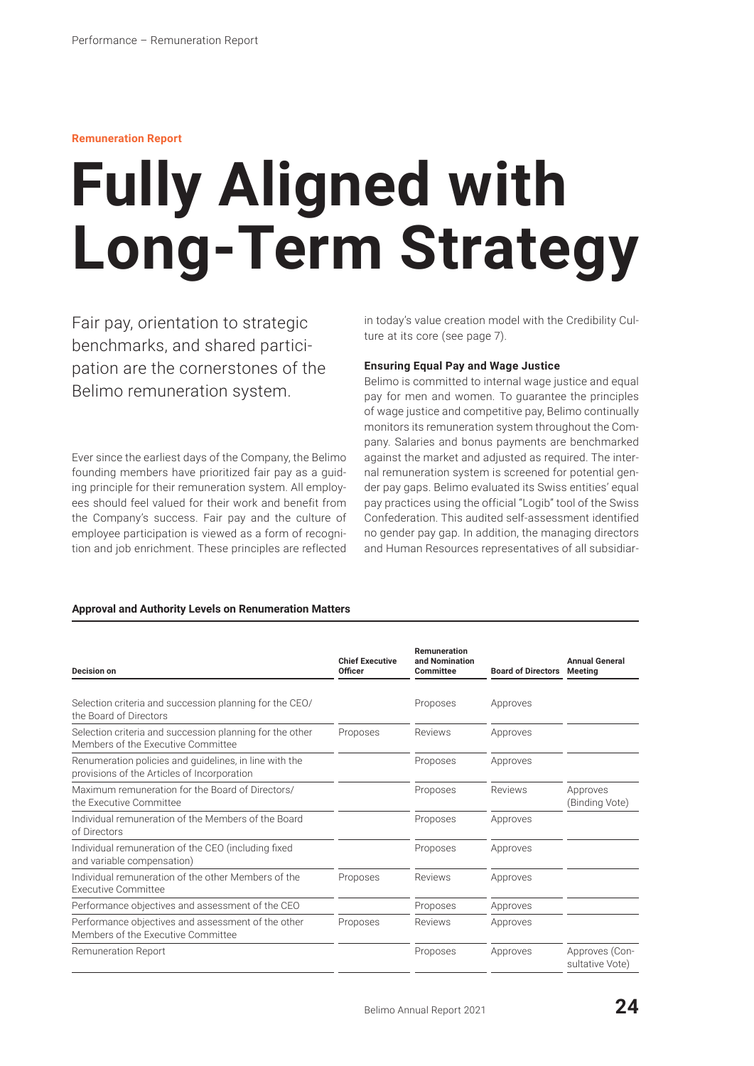**Remuneration Report**

# Fully Aligned with Long-Term Strategy

Fair pay, orientation to strategic benchmarks, and shared participation are the cornerstones of the Belimo remuneration system.

Ever since the earliest days of the Company, the Belimo founding members have prioritized fair pay as a guiding principle for their remuneration system. All employees should feel valued for their work and benefit from the Company's success. Fair pay and the culture of employee participation is viewed as a form of recognition and job enrichment. These principles are reflected in today's value creation model with the Credibility Culture at its core (see page 7).

**Ensuring Equal Pay and Wage Justice**

Belimo is committed to internal wage justice and equal pay for men and women. To guarantee the principles of wage justice and competitive pay, Belimo continually monitors its remuneration system throughout the Company. Salaries and bonus payments are benchmarked against the market and adjusted as required. The internal remuneration system is screened for potential gender pay gaps. Belimo evaluated its Swiss entities' equal pay practices using the official "Logib" tool of the Swiss Confederation. This audited self-assessment identified no gender pay gap. In addition, the managing directors and Human Resources representatives of all subsidiar-

**Approval and Authority Levels on Renumeration Matters**

| Decision on | Chief Executive Officer | Remuneration and Nomination Committee | Board of Directors | Annual General Meeting |
|---|---|---|---|---|
| Selection criteria and succession planning for the CEO/ the Board of Directors | | Proposes | Approves | |
| Selection criteria and succession planning for the other Members of the Executive Committee | Proposes | Reviews | Approves | |
| Renumeration policies and guidelines, in line with the provisions of the Articles of Incorporation | | Proposes | Approves | |
| Maximum remuneration for the Board of Directors/ the Executive Committee | | Proposes | Reviews | Approves (Binding Vote) |
| Individual remuneration of the Members of the Board of Directors | | Proposes | Approves | |
| Individual remuneration of the CEO (including fixed and variable compensation) | | Proposes | Approves | |
| Individual remuneration of the other Members of the Executive Committee | Proposes | Reviews | Approves | |
| Performance objectives and assessment of the CEO | | Proposes | Approves | |
| Performance objectives and assessment of the other Members of the Executive Committee | Proposes | Reviews | Approves | |
| Remuneration Report | | Proposes | Approves | Approves (Consultative Vote) |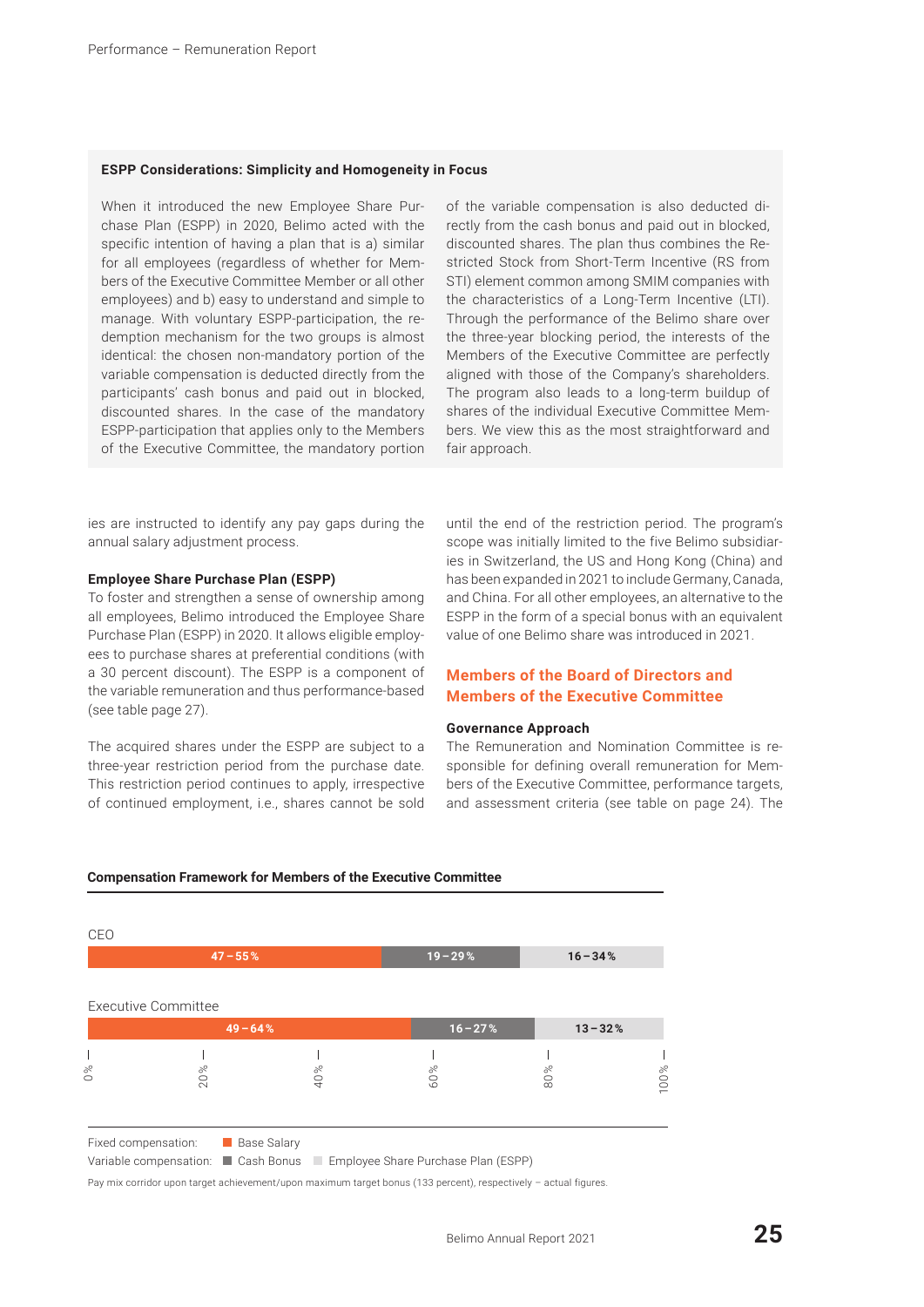### ESPP Considerations: Simplicity and Homogeneity in Focus

When it introduced the new Employee Share Purchase Plan (ESPP) in 2020, Belimo acted with the specific intention of having a plan that is a) similar for all employees (regardless of whether for Members of the Executive Committee Member or all other employees) and b) easy to understand and simple to manage. With voluntary ESPP-participation, the redemption mechanism for the two groups is almost identical: the chosen non-mandatory portion of the variable compensation is deducted directly from the participants' cash bonus and paid out in blocked, discounted shares. In the case of the mandatory ESPP-participation that applies only to the Members of the Executive Committee, the mandatory portion of the variable compensation is also deducted directly from the cash bonus and paid out in blocked, discounted shares. The plan thus combines the Restricted Stock from Short-Term Incentive (RS from STI) element common among SMIM companies with the characteristics of a Long-Term Incentive (LTI). Through the performance of the Belimo share over the three-year blocking period, the interests of the Members of the Executive Committee are perfectly aligned with those of the Company's shareholders. The program also leads to a long-term buildup of shares of the individual Executive Committee Members. We view this as the most straightforward and fair approach.

ies are instructed to identify any pay gaps during the annual salary adjustment process.

**Employee Share Purchase Plan (ESPP)**
To foster and strengthen a sense of ownership among all employees, Belimo introduced the Employee Share Purchase Plan (ESPP) in 2020. It allows eligible employees to purchase shares at preferential conditions (with a 30 percent discount). The ESPP is a component of the variable remuneration and thus performance-based (see table page 27).

The acquired shares under the ESPP are subject to a three-year restriction period from the purchase date. This restriction period continues to apply, irrespective of continued employment, i.e., shares cannot be sold until the end of the restriction period. The program's scope was initially limited to the five Belimo subsidiaries in Switzerland, the US and Hong Kong (China) and has been expanded in 2021 to include Germany, Canada, and China. For all other employees, an alternative to the ESPP in the form of a special bonus with an equivalent value of one Belimo share was introduced in 2021.

## Members of the Board of Directors and Members of the Executive Committee

**Governance Approach**
The Remuneration and Nomination Committee is responsible for defining overall remuneration for Members of the Executive Committee, performance targets, and assessment criteria (see table on page 24). The

**Compensation Framework for Members of the Executive Committee**

| | Base Salary | Cash Bonus | Employee Share Purchase Plan (ESPP) |
|---|---|---|---|
| CEO | 47 – 55 % | 19 – 29 % | 16 – 34 % |
| Executive Committee | 49 – 64 % | 16 – 27 % | 13 – 32 % |

Fixed compensation: Base Salary
Variable compensation: Cash Bonus, Employee Share Purchase Plan (ESPP)

Pay mix corridor upon target achievement/upon maximum target bonus (133 percent), respectively – actual figures.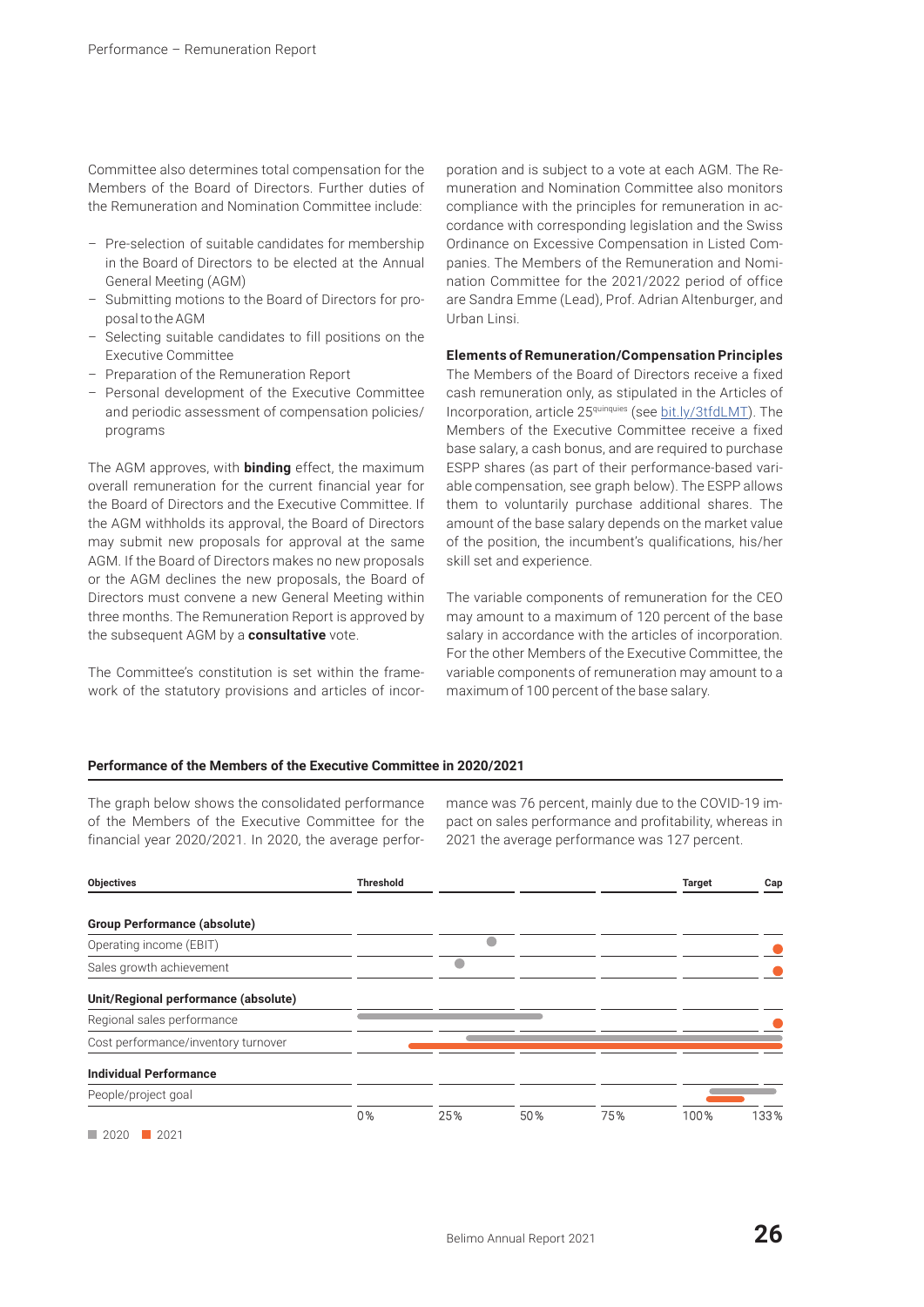Committee also determines total compensation for the Members of the Board of Directors. Further duties of the Remuneration and Nomination Committee include:

- Pre-selection of suitable candidates for membership in the Board of Directors to be elected at the Annual General Meeting (AGM)
- Submitting motions to the Board of Directors for proposal to the AGM
- Selecting suitable candidates to fill positions on the Executive Committee
- Preparation of the Remuneration Report
- Personal development of the Executive Committee and periodic assessment of compensation policies/ programs

The AGM approves, with **binding** effect, the maximum overall remuneration for the current financial year for the Board of Directors and the Executive Committee. If the AGM withholds its approval, the Board of Directors may submit new proposals for approval at the same AGM. If the Board of Directors makes no new proposals or the AGM declines the new proposals, the Board of Directors must convene a new General Meeting within three months. The Remuneration Report is approved by the subsequent AGM by a **consultative** vote.

The Committee's constitution is set within the framework of the statutory provisions and articles of incorporation and is subject to a vote at each AGM. The Remuneration and Nomination Committee also monitors compliance with the principles for remuneration in accordance with corresponding legislation and the Swiss Ordinance on Excessive Compensation in Listed Companies. The Members of the Remuneration and Nomination Committee for the 2021/2022 period of office are Sandra Emme (Lead), Prof. Adrian Altenburger, and Urban Linsi.

**Elements of Remuneration/Compensation Principles**

The Members of the Board of Directors receive a fixed cash remuneration only, as stipulated in the Articles of Incorporation, article 25[quinquies] (see bit.ly/3tfdLMT). The Members of the Executive Committee receive a fixed base salary, a cash bonus, and are required to purchase ESPP shares (as part of their performance-based variable compensation, see graph below). The ESPP allows them to voluntarily purchase additional shares. The amount of the base salary depends on the market value of the position, the incumbent's qualifications, his/her skill set and experience.

The variable components of remuneration for the CEO may amount to a maximum of 120 percent of the base salary in accordance with the articles of incorporation. For the other Members of the Executive Committee, the variable components of remuneration may amount to a maximum of 100 percent of the base salary.

**Performance of the Members of the Executive Committee in 2020/2021**

The graph below shows the consolidated performance of the Members of the Executive Committee for the financial year 2020/2021. In 2020, the average performance was 76 percent, mainly due to the COVID-19 impact on sales performance and profitability, whereas in 2021 the average performance was 127 percent.

| Objectives | Threshold | | | | Target | Cap |
|---|---|---|---|---|---|---|
| **Group Performance (absolute)** | | | | | | |
| Operating income (EBIT) | | | | | | |
| Sales growth achievement | | | | | | |
| **Unit/Regional performance (absolute)** | | | | | | |
| Regional sales performance | | | | | | |
| Cost performance/inventory turnover | | | | | | |
| **Individual Performance** | | | | | | |
| People/project goal | | | | | | |
| | 0% | 25% | 50% | 75% | 100% | 133% |

■ 2020 ■ 2021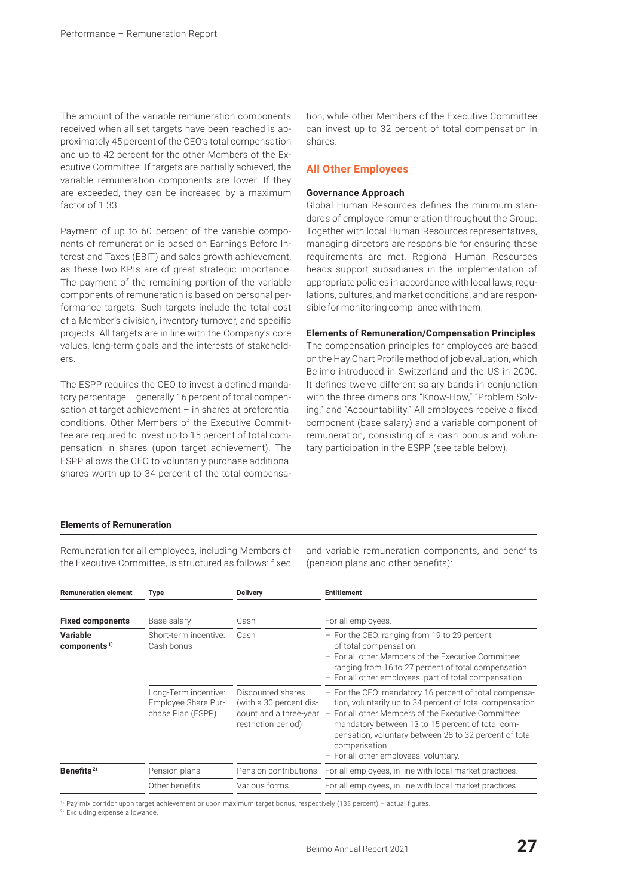The amount of the variable remuneration components received when all set targets have been reached is approximately 45 percent of the CEO's total compensation and up to 42 percent for the other Members of the Executive Committee. If targets are partially achieved, the variable remuneration components are lower. If they are exceeded, they can be increased by a maximum factor of 1.33.

Payment of up to 60 percent of the variable components of remuneration is based on Earnings Before Interest and Taxes (EBIT) and sales growth achievement, as these two KPIs are of great strategic importance. The payment of the remaining portion of the variable components of remuneration is based on personal performance targets. Such targets include the total cost of a Member's division, inventory turnover, and specific projects. All targets are in line with the Company's core values, long-term goals and the interests of stakeholders.

The ESPP requires the CEO to invest a defined mandatory percentage – generally 16 percent of total compensation at target achievement – in shares at preferential conditions. Other Members of the Executive Committee are required to invest up to 15 percent of total compensation in shares (upon target achievement). The ESPP allows the CEO to voluntarily purchase additional shares worth up to 34 percent of the total compensation, while other Members of the Executive Committee can invest up to 32 percent of total compensation in shares.

## All Other Employees

### Governance Approach

Global Human Resources defines the minimum standards of employee remuneration throughout the Group. Together with local Human Resources representatives, managing directors are responsible for ensuring these requirements are met. Regional Human Resources heads support subsidiaries in the implementation of appropriate policies in accordance with local laws, regulations, cultures, and market conditions, and are responsible for monitoring compliance with them.

### Elements of Remuneration/Compensation Principles

The compensation principles for employees are based on the Hay Chart Profile method of job evaluation, which Belimo introduced in Switzerland and the US in 2000. It defines twelve different salary bands in conjunction with the three dimensions "Know-How," "Problem Solving," and "Accountability." All employees receive a fixed component (base salary) and a variable component of remuneration, consisting of a cash bonus and voluntary participation in the ESPP (see table below).

### Elements of Remuneration

Remuneration for all employees, including Members of the Executive Committee, is structured as follows: fixed and variable remuneration components, and benefits (pension plans and other benefits):

| Remuneration element | Type | Delivery | Entitlement |
|---|---|---|---|
| **Fixed components** | Base salary | Cash | For all employees. |
| **Variable components**[1] | Short-term incentive: Cash bonus | Cash | – For the CEO: ranging from 19 to 29 percent of total compensation.<br>– For all other Members of the Executive Committee: ranging from 16 to 27 percent of total compensation.<br>– For all other employees: part of total compensation. |
| | Long-Term incentive: Employee Share Purchase Plan (ESPP) | Discounted shares (with a 30 percent discount and a three-year restriction period) | – For the CEO: mandatory 16 percent of total compensation, voluntarily up to 34 percent of total compensation.<br>– For all other Members of the Executive Committee: mandatory between 13 to 15 percent of total compensation, voluntary between 28 to 32 percent of total compensation.<br>– For all other employees: voluntary. |
| **Benefits**[2] | Pension plans | Pension contributions | For all employees, in line with local market practices. |
| | Other benefits | Various forms | For all employees, in line with local market practices. |

[1] Pay mix corridor upon target achievement or upon maximum target bonus, respectively (133 percent) – actual figures.
[2] Excluding expense allowance.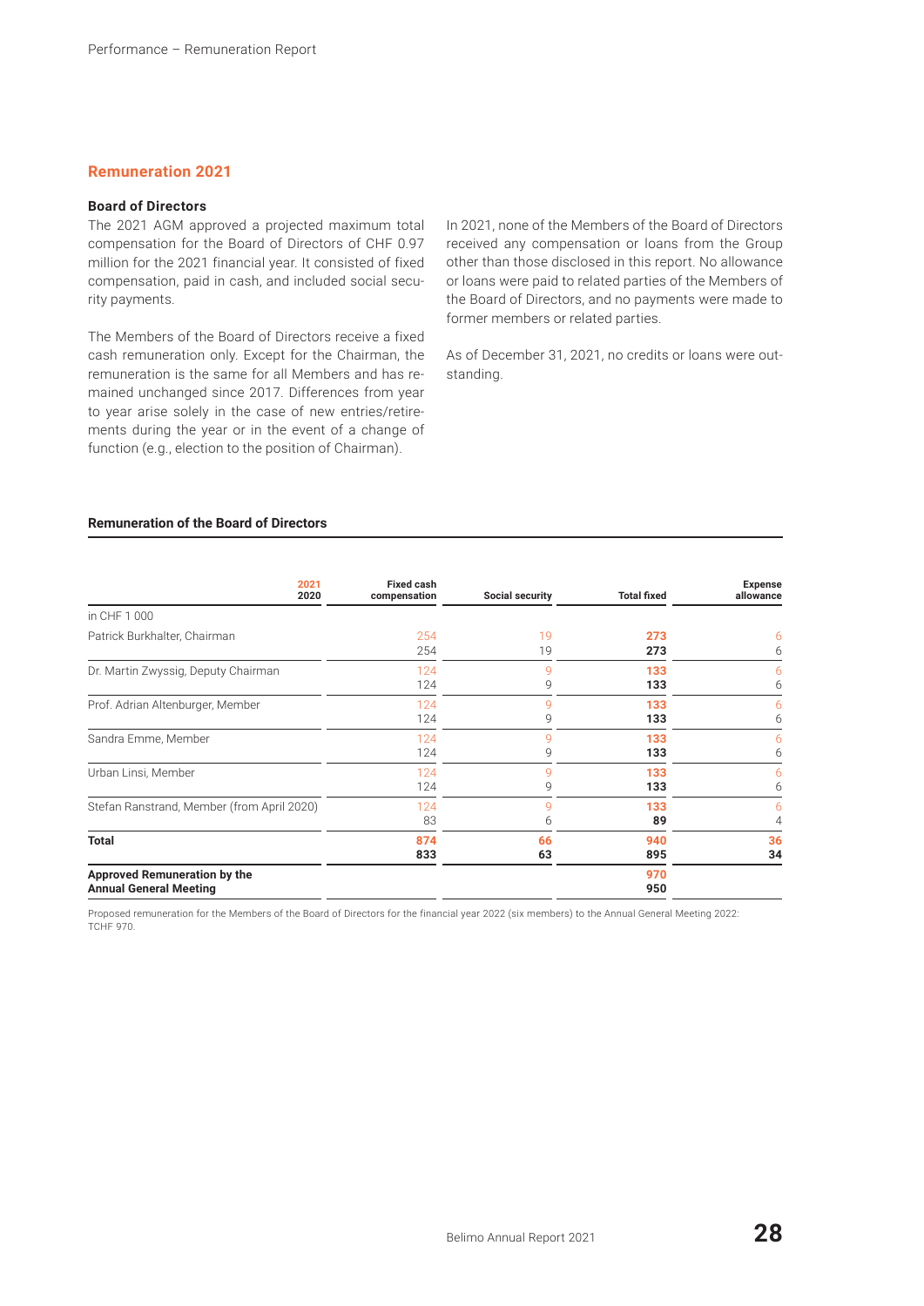## Remuneration 2021

### Board of Directors

The 2021 AGM approved a projected maximum total compensation for the Board of Directors of CHF 0.97 million for the 2021 financial year. It consisted of fixed compensation, paid in cash, and included social security payments.

The Members of the Board of Directors receive a fixed cash remuneration only. Except for the Chairman, the remuneration is the same for all Members and has remained unchanged since 2017. Differences from year to year arise solely in the case of new entries/retirements during the year or in the event of a change of function (e.g., election to the position of Chairman).

In 2021, none of the Members of the Board of Directors received any compensation or loans from the Group other than those disclosed in this report. No allowance or loans were paid to related parties of the Members of the Board of Directors, and no payments were made to former members or related parties.

As of December 31, 2021, no credits or loans were outstanding.

**Remuneration of the Board of Directors**

| in CHF 1 000 | 2021 / 2020 | Fixed cash compensation | Social security | Total fixed | Expense allowance |
|---|---|---|---|---|---|
| Patrick Burkhalter, Chairman | 2021 | 254 | 19 | **273** | 6 |
| | 2020 | 254 | 19 | **273** | 6 |
| Dr. Martin Zwyssig, Deputy Chairman | 2021 | 124 | 9 | **133** | 6 |
| | 2020 | 124 | 9 | **133** | 6 |
| Prof. Adrian Altenburger, Member | 2021 | 124 | 9 | **133** | 6 |
| | 2020 | 124 | 9 | **133** | 6 |
| Sandra Emme, Member | 2021 | 124 | 9 | **133** | 6 |
| | 2020 | 124 | 9 | **133** | 6 |
| Urban Linsi, Member | 2021 | 124 | 9 | **133** | 6 |
| | 2020 | 124 | 9 | **133** | 6 |
| Stefan Ranstrand, Member (from April 2020) | 2021 | 124 | 9 | **133** | 6 |
| | 2020 | 83 | 6 | **89** | 4 |
| **Total** | 2021 | **874** | **66** | **940** | **36** |
| | 2020 | **833** | **63** | **895** | **34** |
| **Approved Remuneration by the Annual General Meeting** | 2021 | | | **970** | |
| | 2020 | | | **950** | |

Proposed remuneration for the Members of the Board of Directors for the financial year 2022 (six members) to the Annual General Meeting 2022: TCHF 970.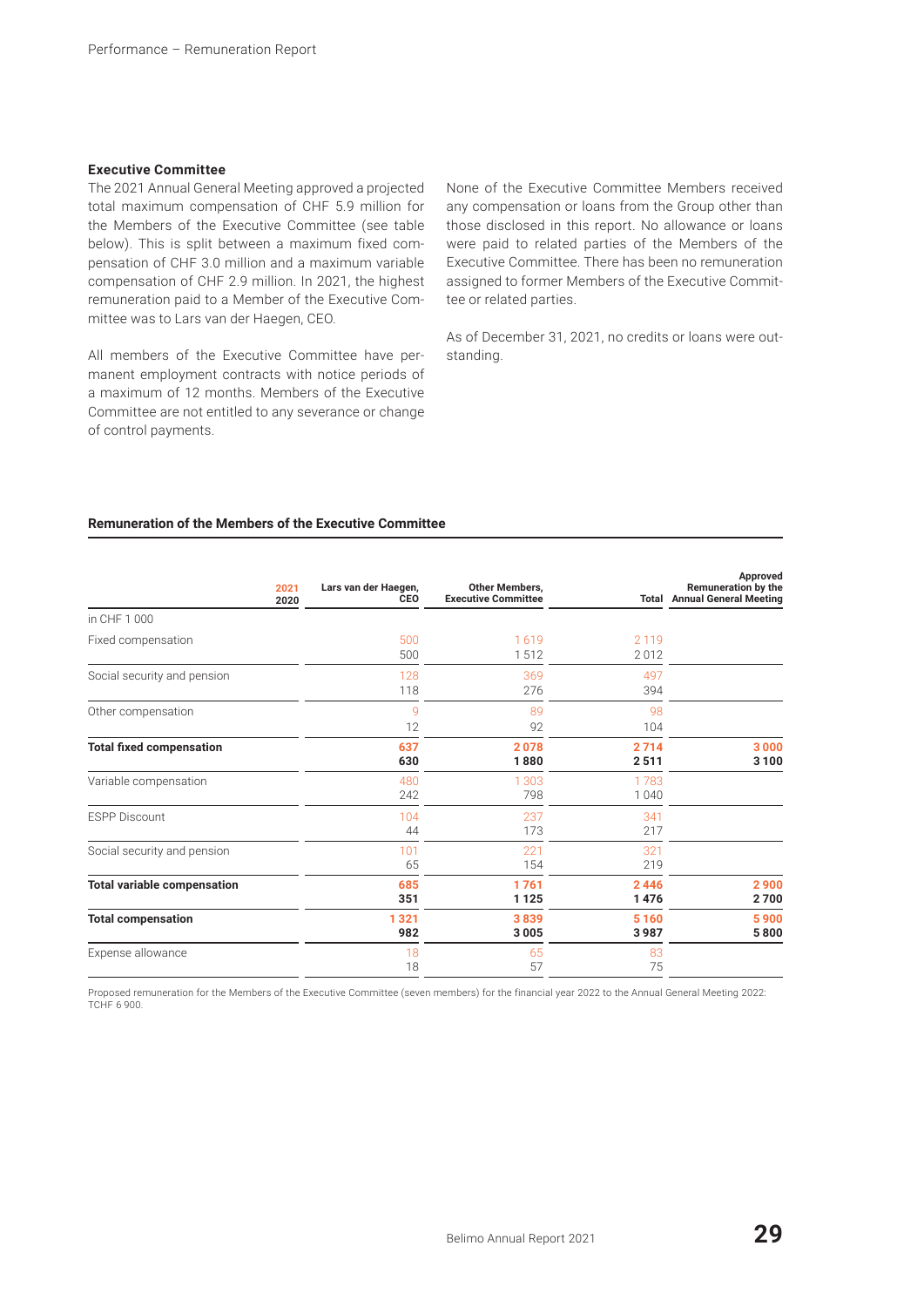### Executive Committee

The 2021 Annual General Meeting approved a projected total maximum compensation of CHF 5.9 million for the Members of the Executive Committee (see table below). This is split between a maximum fixed compensation of CHF 3.0 million and a maximum variable compensation of CHF 2.9 million. In 2021, the highest remuneration paid to a Member of the Executive Committee was to Lars van der Haegen, CEO.

All members of the Executive Committee have permanent employment contracts with notice periods of a maximum of 12 months. Members of the Executive Committee are not entitled to any severance or change of control payments.

None of the Executive Committee Members received any compensation or loans from the Group other than those disclosed in this report. No allowance or loans were paid to related parties of the Members of the Executive Committee. There has been no remuneration assigned to former Members of the Executive Committee or related parties.

As of December 31, 2021, no credits or loans were outstanding.

#### Remuneration of the Members of the Executive Committee

| 2021 / 2020 | Lars van der Haegen, CEO | Other Members, Executive Committee | Total | Approved Remuneration by the Annual General Meeting |
|---|---|---|---|---|
| in CHF 1 000 | | | | |
| Fixed compensation | 500 | 1 619 | 2 119 | |
| | 500 | 1 512 | 2 012 | |
| Social security and pension | 128 | 369 | 497 | |
| | 118 | 276 | 394 | |
| Other compensation | 9 | 89 | 98 | |
| | 12 | 92 | 104 | |
| **Total fixed compensation** | **637** | **2 078** | **2 714** | **3 000** |
| | **630** | **1 880** | **2 511** | **3 100** |
| Variable compensation | 480 | 1 303 | 1 783 | |
| | 242 | 798 | 1 040 | |
| ESPP Discount | 104 | 237 | 341 | |
| | 44 | 173 | 217 | |
| Social security and pension | 101 | 221 | 321 | |
| | 65 | 154 | 219 | |
| **Total variable compensation** | **685** | **1 761** | **2 446** | **2 900** |
| | **351** | **1 125** | **1 476** | **2 700** |
| **Total compensation** | **1 321** | **3 839** | **5 160** | **5 900** |
| | **982** | **3 005** | **3 987** | **5 800** |
| Expense allowance | 18 | 65 | 83 | |
| | 18 | 57 | 75 | |

Proposed remuneration for the Members of the Executive Committee (seven members) for the financial year 2022 to the Annual General Meeting 2022: TCHF 6 900.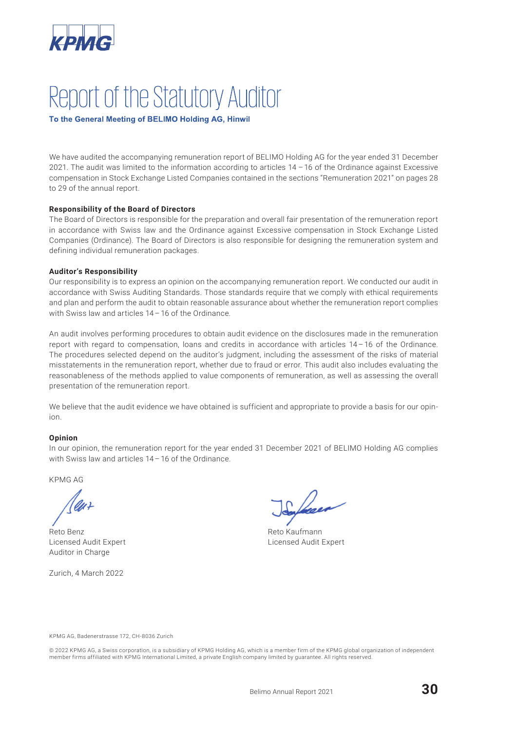# Report of the Statutory Auditor

**To the General Meeting of BELIMO Holding AG, Hinwil**

We have audited the accompanying remuneration report of BELIMO Holding AG for the year ended 31 December 2021. The audit was limited to the information according to articles 14 – 16 of the Ordinance against Excessive compensation in Stock Exchange Listed Companies contained in the sections "Remuneration 2021" on pages 28 to 29 of the annual report.

**Responsibility of the Board of Directors**

The Board of Directors is responsible for the preparation and overall fair presentation of the remuneration report in accordance with Swiss law and the Ordinance against Excessive compensation in Stock Exchange Listed Companies (Ordinance). The Board of Directors is also responsible for designing the remuneration system and defining individual remuneration packages.

**Auditor's Responsibility**

Our responsibility is to express an opinion on the accompanying remuneration report. We conducted our audit in accordance with Swiss Auditing Standards. Those standards require that we comply with ethical requirements and plan and perform the audit to obtain reasonable assurance about whether the remuneration report complies with Swiss law and articles 14 – 16 of the Ordinance.

An audit involves performing procedures to obtain audit evidence on the disclosures made in the remuneration report with regard to compensation, loans and credits in accordance with articles 14 – 16 of the Ordinance. The procedures selected depend on the auditor's judgment, including the assessment of the risks of material misstatements in the remuneration report, whether due to fraud or error. This audit also includes evaluating the reasonableness of the methods applied to value components of remuneration, as well as assessing the overall presentation of the remuneration report.

We believe that the audit evidence we have obtained is sufficient and appropriate to provide a basis for our opinion.

**Opinion**

In our opinion, the remuneration report for the year ended 31 December 2021 of BELIMO Holding AG complies with Swiss law and articles 14 – 16 of the Ordinance.

KPMG AG

Reto Benz
Licensed Audit Expert
Auditor in Charge

Reto Kaufmann
Licensed Audit Expert

Zurich, 4 March 2022

KPMG AG, Badenerstrasse 172, CH-8036 Zurich

© 2022 KPMG AG, a Swiss corporation, is a subsidiary of KPMG Holding AG, which is a member firm of the KPMG global organization of independent member firms affiliated with KPMG International Limited, a private English company limited by guarantee. All rights reserved.